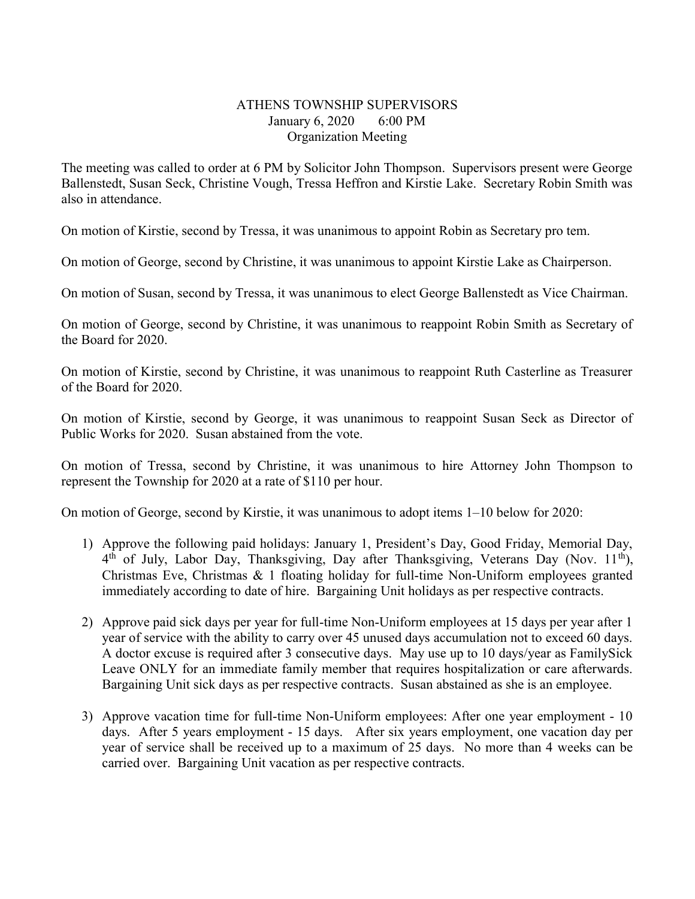# ATHENS TOWNSHIP SUPERVISORS

January 6, 2020 6:00 PM

Organization Meeting

The meeting was called to order at 6 PM by Solicitor John Thompson. Supervisors present were George Ballenstedt, Susan Seck, Christine Vough, Tressa Heffron and Kirstie Lake. Secretary Robin Smith was also in attendance.

On motion of Kirstie, second by Tressa, it was unanimous to appoint Robin as Secretary pro tem.

On motion of George, second by Christine, it was unanimous to appoint Kirstie Lake as Chairperson.

On motion of Susan, second by Tressa, it was unanimous to elect George Ballenstedt as Vice Chairman.

On motion of George, second by Christine, it was unanimous to reappoint Robin Smith as Secretary of the Board for 2020.

On motion of Kirstie, second by Christine, it was unanimous to reappoint Ruth Casterline as Treasurer of the Board for 2020.

On motion of Kirstie, second by George, it was unanimous to reappoint Susan Seck as Director of Public Works for 2020. Susan abstained from the vote.

On motion of Tressa, second by Christine, it was unanimous to hire Attorney John Thompson to represent the Township for 2020 at a rate of $110 per hour.

On motion of George, second by Kirstie, it was unanimous to adopt items 1–10 below for 2020:

1) Approve the following paid holidays: January 1, President's Day, Good Friday, Memorial Day, 4th of July, Labor Day, Thanksgiving, Day after Thanksgiving, Veterans Day (Nov. 11th), Christmas Eve, Christmas & 1 floating holiday for full-time Non-Uniform employees granted immediately according to date of hire. Bargaining Unit holidays as per respective contracts.

2) Approve paid sick days per year for full-time Non-Uniform employees at 15 days per year after 1 year of service with the ability to carry over 45 unused days accumulation not to exceed 60 days. A doctor excuse is required after 3 consecutive days. May use up to 10 days/year as FamilySick Leave ONLY for an immediate family member that requires hospitalization or care afterwards. Bargaining Unit sick days as per respective contracts. Susan abstained as she is an employee.

3) Approve vacation time for full-time Non-Uniform employees: After one year employment - 10 days. After 5 years employment - 15 days. After six years employment, one vacation day per year of service shall be received up to a maximum of 25 days. No more than 4 weeks can be carried over. Bargaining Unit vacation as per respective contracts.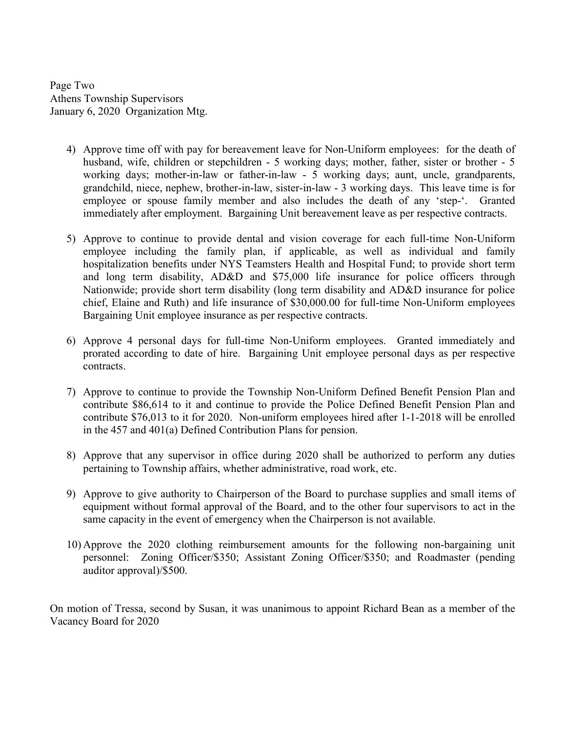4) Approve time off with pay for bereavement leave for Non-Uniform employees: for the death of husband, wife, children or stepchildren - 5 working days; mother, father, sister or brother - 5 working days; mother-in-law or father-in-law - 5 working days; aunt, uncle, grandparents, grandchild, niece, nephew, brother-in-law, sister-in-law - 3 working days. This leave time is for employee or spouse family member and also includes the death of any 'step-'. Granted immediately after employment. Bargaining Unit bereavement leave as per respective contracts.

5) Approve to continue to provide dental and vision coverage for each full-time Non-Uniform employee including the family plan, if applicable, as well as individual and family hospitalization benefits under NYS Teamsters Health and Hospital Fund; to provide short term and long term disability, AD&D and $75,000 life insurance for police officers through Nationwide; provide short term disability (long term disability and AD&D insurance for police chief, Elaine and Ruth) and life insurance of $30,000.00 for full-time Non-Uniform employees Bargaining Unit employee insurance as per respective contracts.

6) Approve 4 personal days for full-time Non-Uniform employees. Granted immediately and prorated according to date of hire. Bargaining Unit employee personal days as per respective contracts.

7) Approve to continue to provide the Township Non-Uniform Defined Benefit Pension Plan and contribute $86,614 to it and continue to provide the Police Defined Benefit Pension Plan and contribute $76,013 to it for 2020. Non-uniform employees hired after 1-1-2018 will be enrolled in the 457 and 401(a) Defined Contribution Plans for pension.

8) Approve that any supervisor in office during 2020 shall be authorized to perform any duties pertaining to Township affairs, whether administrative, road work, etc.

9) Approve to give authority to Chairperson of the Board to purchase supplies and small items of equipment without formal approval of the Board, and to the other four supervisors to act in the same capacity in the event of emergency when the Chairperson is not available.

10) Approve the 2020 clothing reimbursement amounts for the following non-bargaining unit personnel: Zoning Officer/$350; Assistant Zoning Officer/$350; and Roadmaster (pending auditor approval)/$500.

On motion of Tressa, second by Susan, it was unanimous to appoint Richard Bean as a member of the Vacancy Board for 2020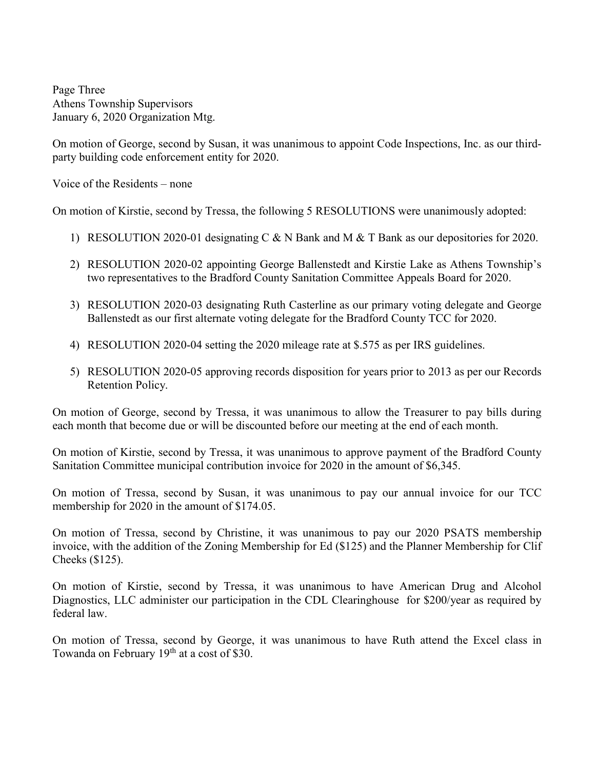On motion of George, second by Susan, it was unanimous to appoint Code Inspections, Inc. as our third-party building code enforcement entity for 2020.

Voice of the Residents – none

On motion of Kirstie, second by Tressa, the following 5 RESOLUTIONS were unanimously adopted:

1) RESOLUTION 2020-01 designating C & N Bank and M & T Bank as our depositories for 2020.
2) RESOLUTION 2020-02 appointing George Ballenstedt and Kirstie Lake as Athens Township's two representatives to the Bradford County Sanitation Committee Appeals Board for 2020.
3) RESOLUTION 2020-03 designating Ruth Casterline as our primary voting delegate and George Ballenstedt as our first alternate voting delegate for the Bradford County TCC for 2020.
4) RESOLUTION 2020-04 setting the 2020 mileage rate at $.575 as per IRS guidelines.
5) RESOLUTION 2020-05 approving records disposition for years prior to 2013 as per our Records Retention Policy.

On motion of George, second by Tressa, it was unanimous to allow the Treasurer to pay bills during each month that become due or will be discounted before our meeting at the end of each month.

On motion of Kirstie, second by Tressa, it was unanimous to approve payment of the Bradford County Sanitation Committee municipal contribution invoice for 2020 in the amount of $6,345.

On motion of Tressa, second by Susan, it was unanimous to pay our annual invoice for our TCC membership for 2020 in the amount of $174.05.

On motion of Tressa, second by Christine, it was unanimous to pay our 2020 PSATS membership invoice, with the addition of the Zoning Membership for Ed ($125) and the Planner Membership for Clif Cheeks ($125).

On motion of Kirstie, second by Tressa, it was unanimous to have American Drug and Alcohol Diagnostics, LLC administer our participation in the CDL Clearinghouse for $200/year as required by federal law.

On motion of Tressa, second by George, it was unanimous to have Ruth attend the Excel class in Towanda on February 19th at a cost of $30.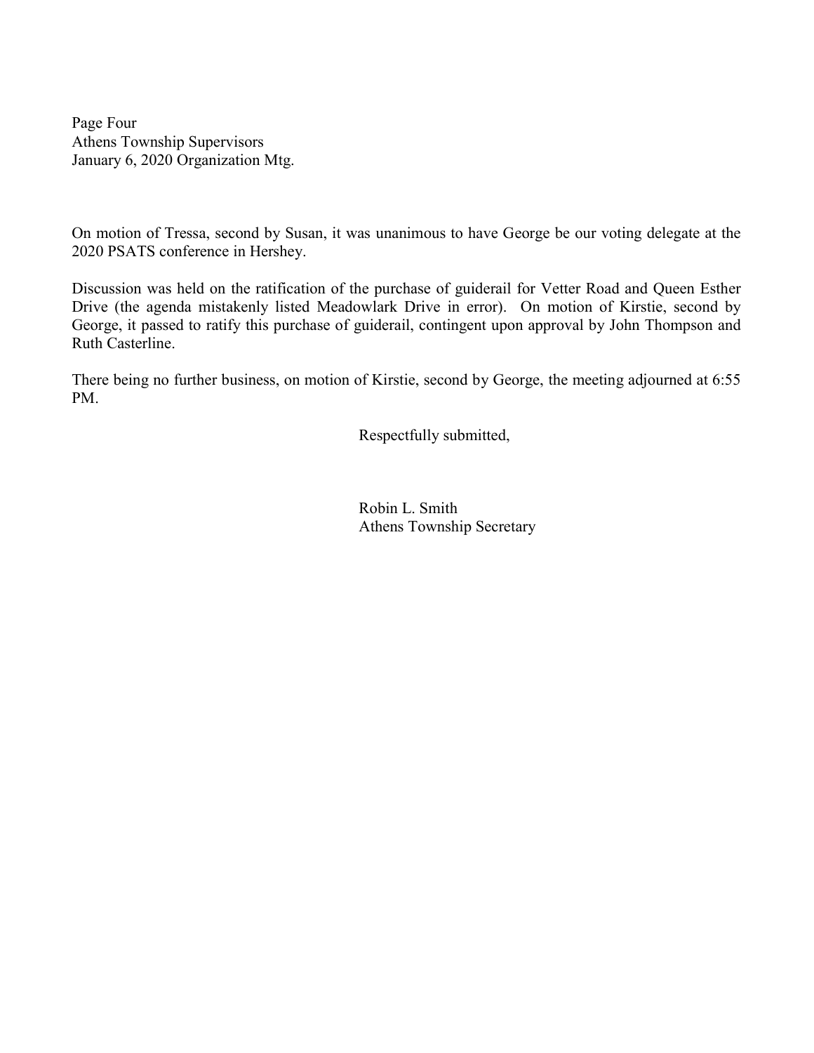On motion of Tressa, second by Susan, it was unanimous to have George be our voting delegate at the 2020 PSATS conference in Hershey.

Discussion was held on the ratification of the purchase of guiderail for Vetter Road and Queen Esther Drive (the agenda mistakenly listed Meadowlark Drive in error). On motion of Kirstie, second by George, it passed to ratify this purchase of guiderail, contingent upon approval by John Thompson and Ruth Casterline.

There being no further business, on motion of Kirstie, second by George, the meeting adjourned at 6:55 PM.

Respectfully submitted,

Robin L. Smith
Athens Township Secretary